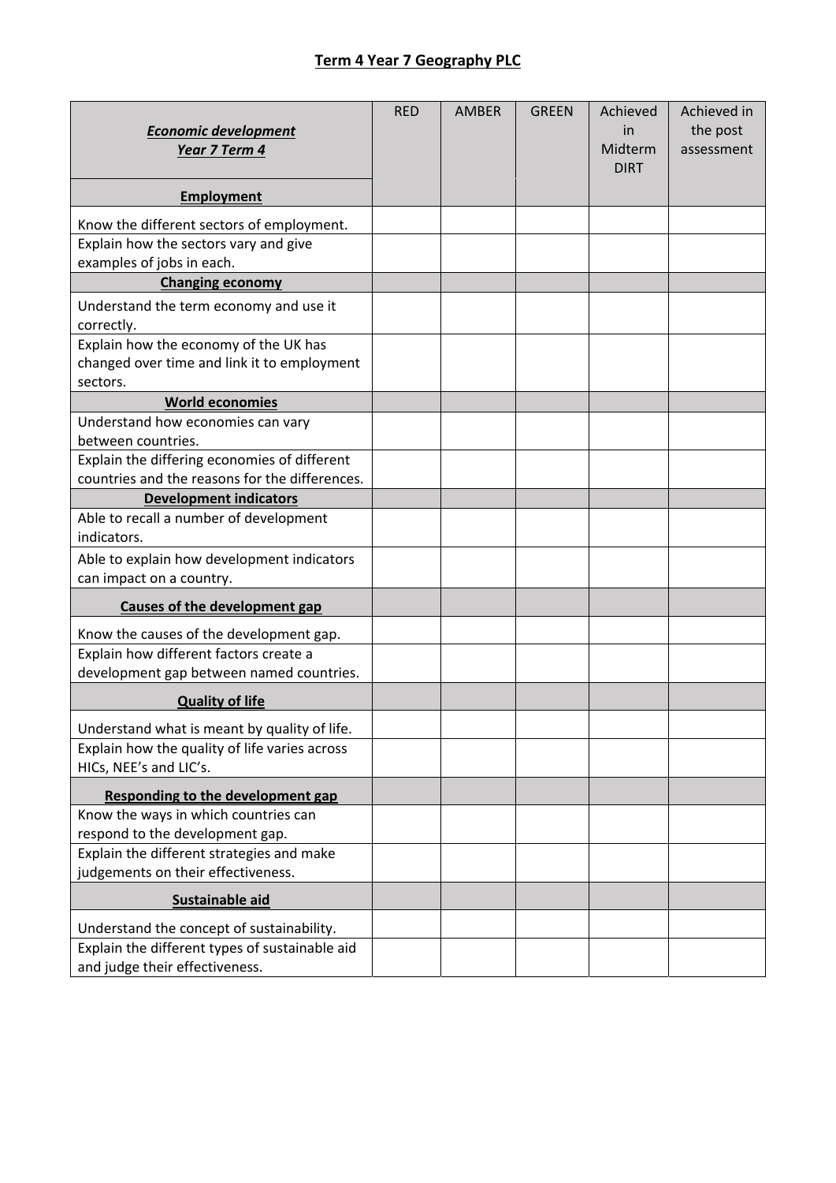# Term 4 Year 7 Geography PLC

| ***Economic development Year 7 Term 4*** | RED | AMBER | GREEN | Achieved in Midterm DIRT | Achieved in the post assessment |
|---|---|---|---|---|---|
| **Employment** | | | | | |
| Know the different sectors of employment. | | | | | |
| Explain how the sectors vary and give examples of jobs in each. | | | | | |
| **Changing economy** | | | | | |
| Understand the term economy and use it correctly. | | | | | |
| Explain how the economy of the UK has changed over time and link it to employment sectors. | | | | | |
| **World economies** | | | | | |
| Understand how economies can vary between countries. | | | | | |
| Explain the differing economies of different countries and the reasons for the differences. | | | | | |
| **Development indicators** | | | | | |
| Able to recall a number of development indicators. | | | | | |
| Able to explain how development indicators can impact on a country. | | | | | |
| **Causes of the development gap** | | | | | |
| Know the causes of the development gap. | | | | | |
| Explain how different factors create a development gap between named countries. | | | | | |
| **Quality of life** | | | | | |
| Understand what is meant by quality of life. | | | | | |
| Explain how the quality of life varies across HICs, NEE's and LIC's. | | | | | |
| **Responding to the development gap** | | | | | |
| Know the ways in which countries can respond to the development gap. | | | | | |
| Explain the different strategies and make judgements on their effectiveness. | | | | | |
| **Sustainable aid** | | | | | |
| Understand the concept of sustainability. | | | | | |
| Explain the different types of sustainable aid and judge their effectiveness. | | | | | |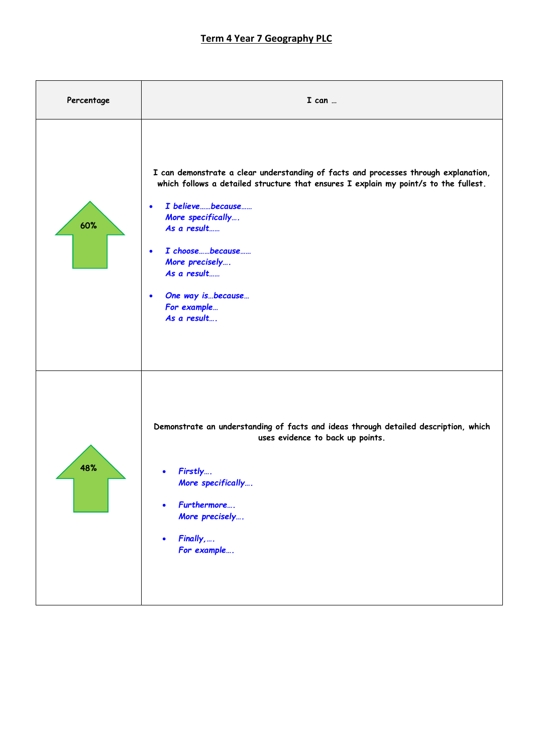# Term 4 Year 7 Geography PLC

| Percentage | I can … |
|---|---|
| 60% | I can demonstrate a clear understanding of facts and processes through explanation, which follows a detailed structure that ensures I explain my point/s to the fullest.<br><br>• *I believe……because……*<br>*More specifically….*<br>*As a result……*<br><br>• *I choose……because……*<br>*More precisely….*<br>*As a result……*<br><br>• *One way is…because…*<br>*For example…*<br>*As a result….* |
| 48% | Demonstrate an understanding of facts and ideas through detailed description, which uses evidence to back up points.<br><br>• *Firstly….*<br>*More specifically….*<br><br>• *Furthermore….*<br>*More precisely….*<br><br>• *Finally,….*<br>*For example….* |